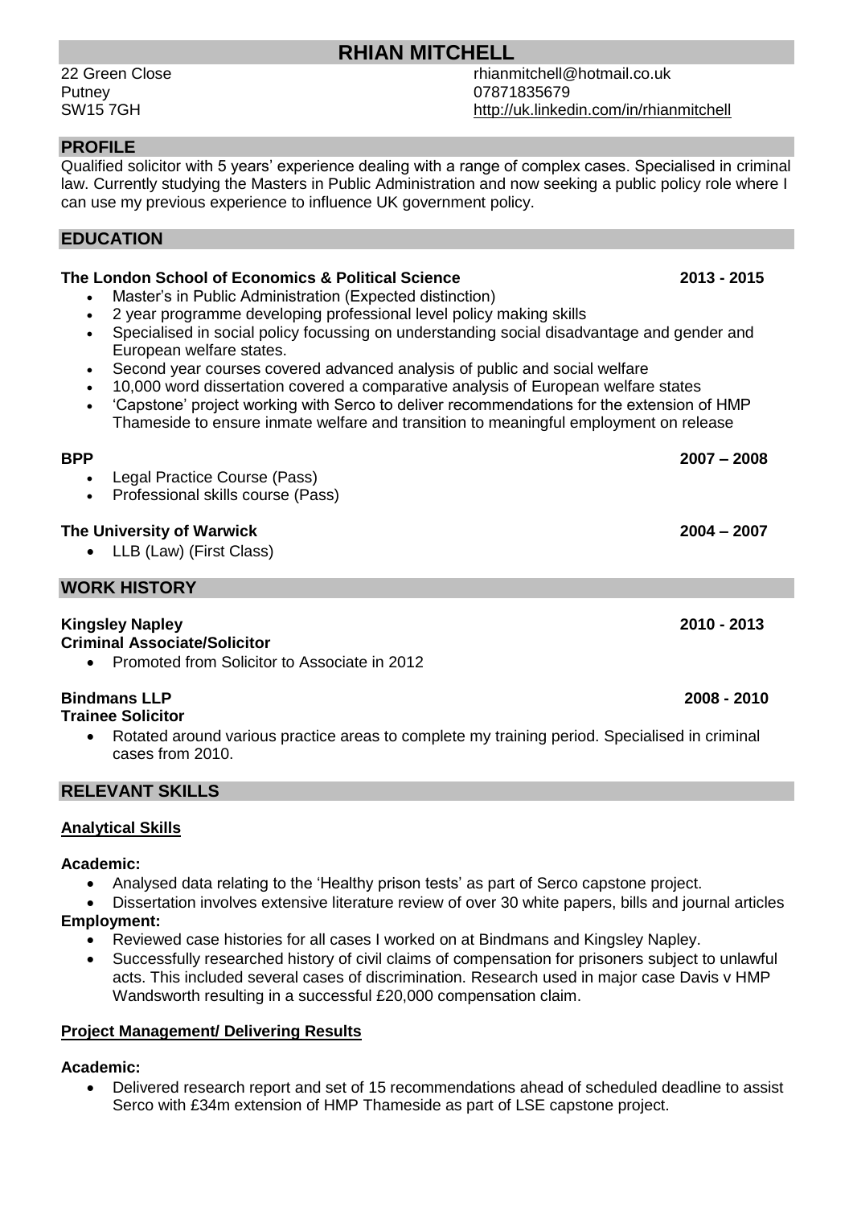# RHIAN MITCHELL

22 Green Close
Putney
SW15 7GH

rhianmitchell@hotmail.co.uk
07871835679
http://uk.linkedin.com/in/rhianmitchell

## PROFILE

Qualified solicitor with 5 years' experience dealing with a range of complex cases. Specialised in criminal law. Currently studying the Masters in Public Administration and now seeking a public policy role where I can use my previous experience to influence UK government policy.

## EDUCATION

**The London School of Economics & Political Science** **2013 - 2015**

- Master's in Public Administration (Expected distinction)
- 2 year programme developing professional level policy making skills
- Specialised in social policy focussing on understanding social disadvantage and gender and European welfare states.
- Second year courses covered advanced analysis of public and social welfare
- 10,000 word dissertation covered a comparative analysis of European welfare states
- 'Capstone' project working with Serco to deliver recommendations for the extension of HMP Thameside to ensure inmate welfare and transition to meaningful employment on release

**BPP** **2007 – 2008**

- Legal Practice Course (Pass)
- Professional skills course (Pass)

**The University of Warwick** **2004 – 2007**

- LLB (Law) (First Class)

## WORK HISTORY

**Kingsley Napley** **2010 - 2013**
**Criminal Associate/Solicitor**

- Promoted from Solicitor to Associate in 2012

**Bindmans LLP** **2008 - 2010**
**Trainee Solicitor**

- Rotated around various practice areas to complete my training period. Specialised in criminal cases from 2010.

## RELEVANT SKILLS

### Analytical Skills

**Academic:**

- Analysed data relating to the 'Healthy prison tests' as part of Serco capstone project.
- Dissertation involves extensive literature review of over 30 white papers, bills and journal articles

**Employment:**

- Reviewed case histories for all cases I worked on at Bindmans and Kingsley Napley.
- Successfully researched history of civil claims of compensation for prisoners subject to unlawful acts. This included several cases of discrimination. Research used in major case Davis v HMP Wandsworth resulting in a successful £20,000 compensation claim.

### Project Management/ Delivering Results

**Academic:**

- Delivered research report and set of 15 recommendations ahead of scheduled deadline to assist Serco with £34m extension of HMP Thameside as part of LSE capstone project.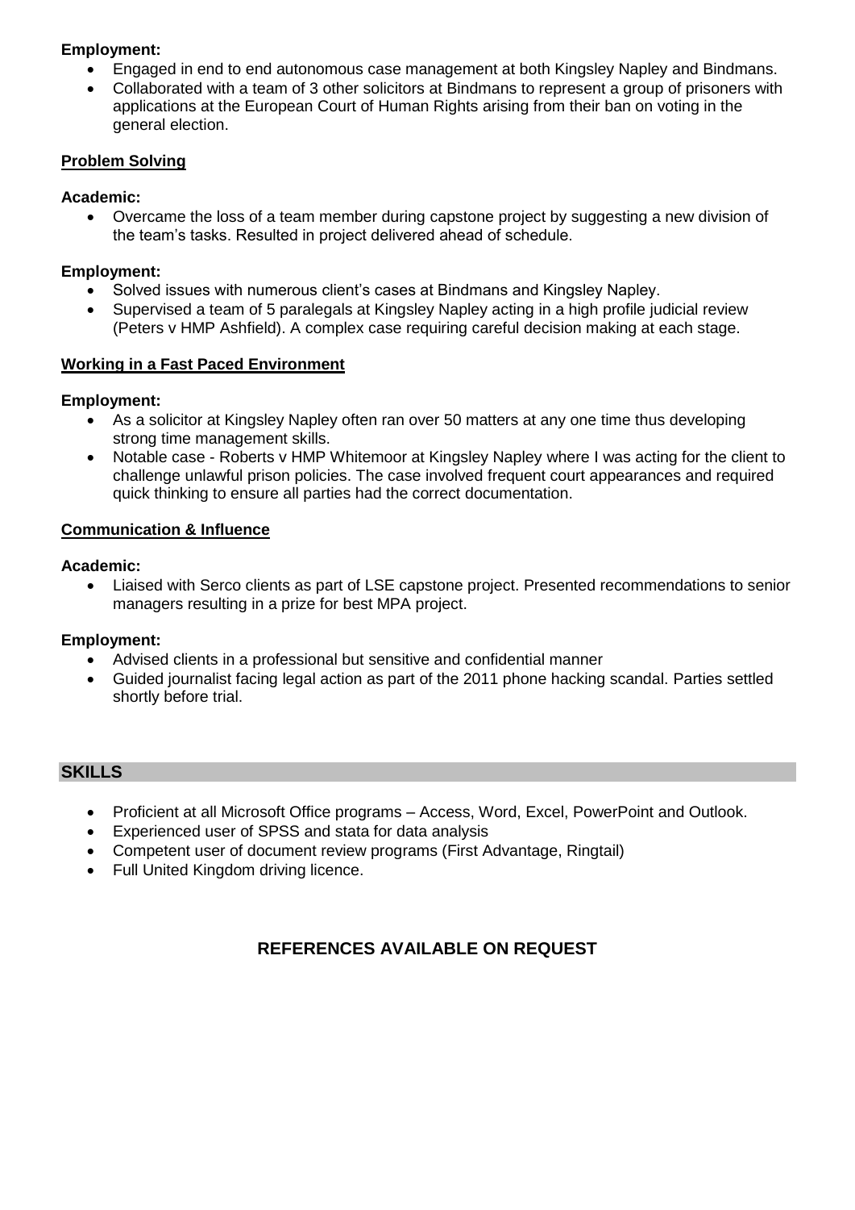**Employment:**

- Engaged in end to end autonomous case management at both Kingsley Napley and Bindmans.
- Collaborated with a team of 3 other solicitors at Bindmans to represent a group of prisoners with applications at the European Court of Human Rights arising from their ban on voting in the general election.

### Problem Solving

**Academic:**

- Overcame the loss of a team member during capstone project by suggesting a new division of the team's tasks. Resulted in project delivered ahead of schedule.

**Employment:**

- Solved issues with numerous client's cases at Bindmans and Kingsley Napley.
- Supervised a team of 5 paralegals at Kingsley Napley acting in a high profile judicial review (Peters v HMP Ashfield). A complex case requiring careful decision making at each stage.

### Working in a Fast Paced Environment

**Employment:**

- As a solicitor at Kingsley Napley often ran over 50 matters at any one time thus developing strong time management skills.
- Notable case - Roberts v HMP Whitemoor at Kingsley Napley where I was acting for the client to challenge unlawful prison policies. The case involved frequent court appearances and required quick thinking to ensure all parties had the correct documentation.

### Communication & Influence

**Academic:**

- Liaised with Serco clients as part of LSE capstone project. Presented recommendations to senior managers resulting in a prize for best MPA project.

**Employment:**

- Advised clients in a professional but sensitive and confidential manner
- Guided journalist facing legal action as part of the 2011 phone hacking scandal. Parties settled shortly before trial.

## SKILLS

- Proficient at all Microsoft Office programs – Access, Word, Excel, PowerPoint and Outlook.
- Experienced user of SPSS and stata for data analysis
- Competent user of document review programs (First Advantage, Ringtail)
- Full United Kingdom driving licence.

**REFERENCES AVAILABLE ON REQUEST**